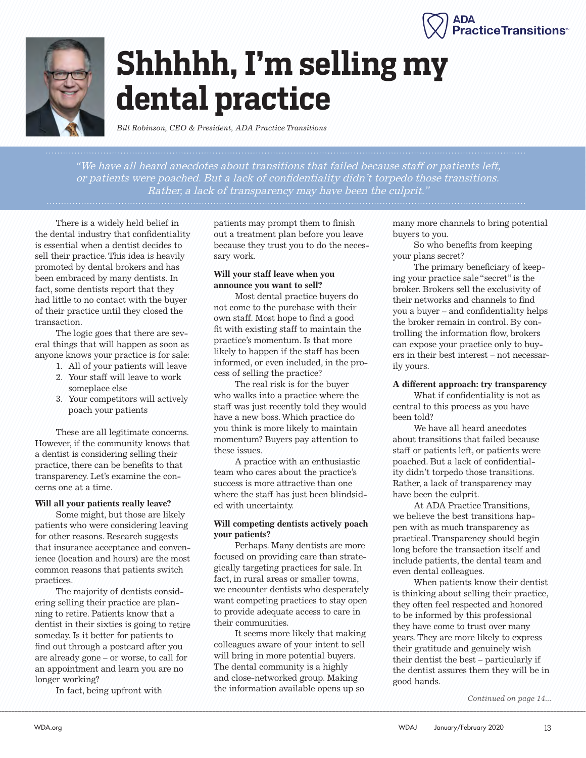# Shhhhh, I'm selling my dental practice

*Bill Robinson, CEO & President, ADA Practice Transitions*

> *"We have all heard anecdotes about transitions that failed because staff or patients left, or patients were poached. But a lack of confidentiality didn't torpedo those transitions. Rather, a lack of transparency may have been the culprit."*

There is a widely held belief in the dental industry that confidentiality is essential when a dentist decides to sell their practice. This idea is heavily promoted by dental brokers and has been embraced by many dentists. In fact, some dentists report that they had little to no contact with the buyer of their practice until they closed the transaction.

The logic goes that there are several things that will happen as soon as anyone knows your practice is for sale:

1. All of your patients will leave
2. Your staff will leave to work someplace else
3. Your competitors will actively poach your patients

These are all legitimate concerns. However, if the community knows that a dentist is considering selling their practice, there can be benefits to that transparency. Let's examine the concerns one at a time.

**Will all your patients really leave?**

Some might, but those are likely patients who were considering leaving for other reasons. Research suggests that insurance acceptance and convenience (location and hours) are the most common reasons that patients switch practices.

The majority of dentists considering selling their practice are planning to retire. Patients know that a dentist in their sixties is going to retire someday. Is it better for patients to find out through a postcard after you are already gone – or worse, to call for an appointment and learn you are no longer working?

In fact, being upfront with patients may prompt them to finish out a treatment plan before you leave because they trust you to do the necessary work.

**Will your staff leave when you announce you want to sell?**

Most dental practice buyers do not come to the purchase with their own staff. Most hope to find a good fit with existing staff to maintain the practice's momentum. Is that more likely to happen if the staff has been informed, or even included, in the process of selling the practice?

The real risk is for the buyer who walks into a practice where the staff was just recently told they would have a new boss. Which practice do you think is more likely to maintain momentum? Buyers pay attention to these issues.

A practice with an enthusiastic team who cares about the practice's success is more attractive than one where the staff has just been blindsided with uncertainty.

**Will competing dentists actively poach your patients?**

Perhaps. Many dentists are more focused on providing care than strategically targeting practices for sale. In fact, in rural areas or smaller towns, we encounter dentists who desperately want competing practices to stay open to provide adequate access to care in their communities.

It seems more likely that making colleagues aware of your intent to sell will bring in more potential buyers. The dental community is a highly and close-networked group. Making the information available opens up so many more channels to bring potential buyers to you.

So who benefits from keeping your plans secret?

The primary beneficiary of keeping your practice sale "secret" is the broker. Brokers sell the exclusivity of their networks and channels to find you a buyer – and confidentiality helps the broker remain in control. By controlling the information flow, brokers can expose your practice only to buyers in their best interest – not necessarily yours.

**A different approach: try transparency**

What if confidentiality is not as central to this process as you have been told?

We have all heard anecdotes about transitions that failed because staff or patients left, or patients were poached. But a lack of confidentiality didn't torpedo those transitions. Rather, a lack of transparency may have been the culprit.

At ADA Practice Transitions, we believe the best transitions happen with as much transparency as practical. Transparency should begin long before the transaction itself and include patients, the dental team and even dental colleagues.

When patients know their dentist is thinking about selling their practice, they often feel respected and honored to be informed by this professional they have come to trust over many years. They are more likely to express their gratitude and genuinely wish their dentist the best – particularly if the dentist assures them they will be in good hands.

*Continued on page 14...*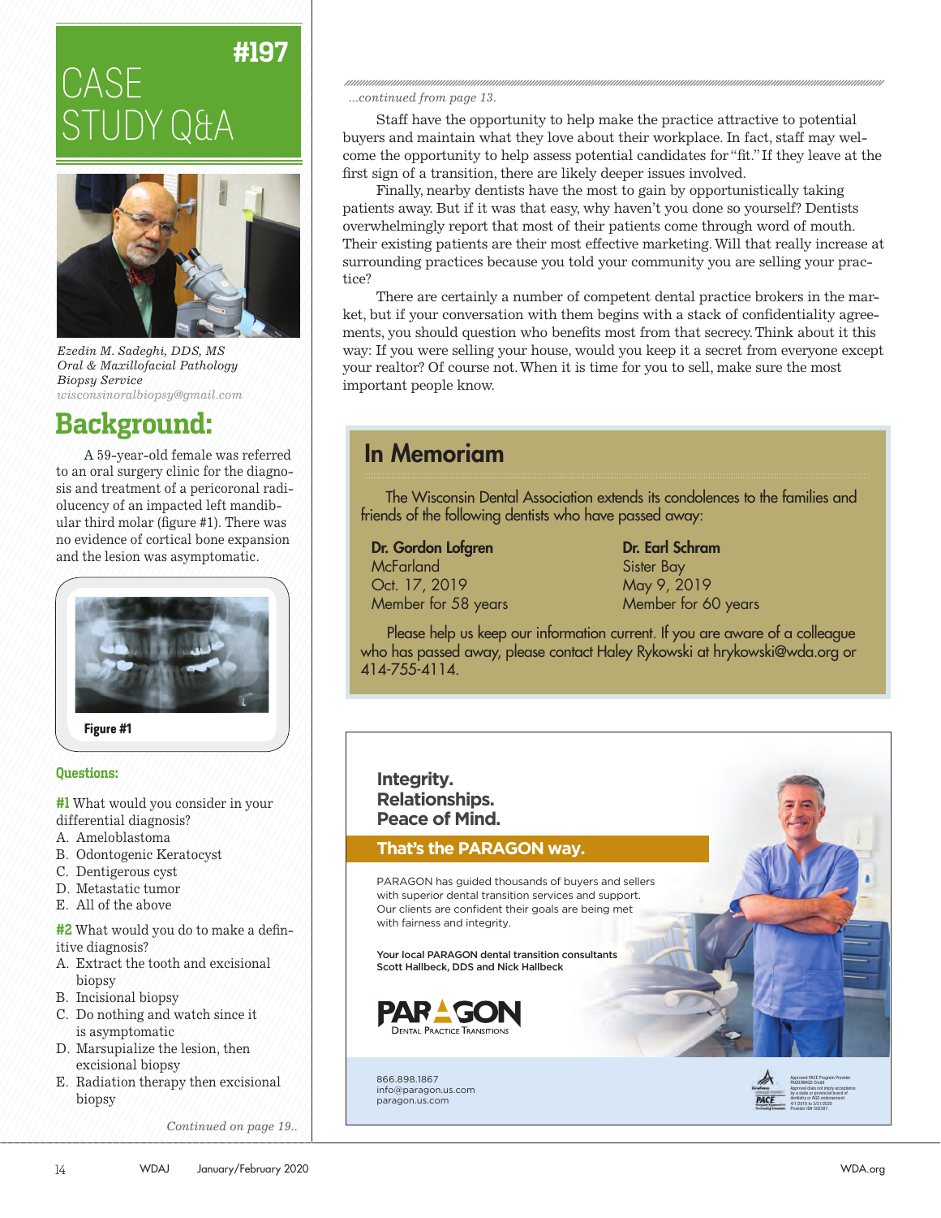# #197 CASE STUDY Q&A

*Ezedin M. Sadeghi, DDS, MS*
*Oral & Maxillofacial Pathology*
*Biopsy Service*
*wisconsinoralbiopsy@gmail.com*

## Background:

A 59-year-old female was referred to an oral surgery clinic for the diagnosis and treatment of a pericoronal radiolucency of an impacted left mandibular third molar (figure #1). There was no evidence of cortical bone expansion and the lesion was asymptomatic.

**Figure #1**

### Questions:

**#1** What would you consider in your differential diagnosis?

A. Ameloblastoma
B. Odontogenic Keratocyst
C. Dentigerous cyst
D. Metastatic tumor
E. All of the above

**#2** What would you do to make a definitive diagnosis?

A. Extract the tooth and excisional biopsy
B. Incisional biopsy
C. Do nothing and watch since it is asymptomatic
D. Marsupialize the lesion, then excisional biopsy
E. Radiation therapy then excisional biopsy

*Continued on page 19..*

*...continued from page 13.*

Staff have the opportunity to help make the practice attractive to potential buyers and maintain what they love about their workplace. In fact, staff may welcome the opportunity to help assess potential candidates for "fit." If they leave at the first sign of a transition, there are likely deeper issues involved.

Finally, nearby dentists have the most to gain by opportunistically taking patients away. But if it was that easy, why haven't you done so yourself? Dentists overwhelmingly report that most of their patients come through word of mouth. Their existing patients are their most effective marketing. Will that really increase at surrounding practices because you told your community you are selling your practice?

There are certainly a number of competent dental practice brokers in the market, but if your conversation with them begins with a stack of confidentiality agreements, you should question who benefits most from that secrecy. Think about it this way: If you were selling your house, would you keep it a secret from everyone except your realtor? Of course not. When it is time for you to sell, make sure the most important people know.

## In Memoriam

The Wisconsin Dental Association extends its condolences to the families and friends of the following dentists who have passed away:

**Dr. Gordon Lofgren**
McFarland
Oct. 17, 2019
Member for 58 years

**Dr. Earl Schram**
Sister Bay
May 9, 2019
Member for 60 years

Please help us keep our information current. If you are aware of a colleague who has passed away, please contact Haley Rykowski at hrykowski@wda.org or 414-755-4114.

**Integrity.**
**Relationships.**
**Peace of Mind.**

**That's the PARAGON way.**

PARAGON has guided thousands of buyers and sellers with superior dental transition services and support. Our clients are confident their goals are being met with fairness and integrity.

**Your local PARAGON dental transition consultants**
**Scott Hallbeck, DDS and Nick Hallbeck**

PARAGON
Dental Practice Transitions

866.898.1867
info@paragon.us.com
paragon.us.com

Approved PACE Program Provider
FAGD/MAGD Credit
Approval does not imply acceptance by a state or provincial board of dentistry or AGD endorsement
4/1/2016 to 3/31/2020
Provider ID# 302387